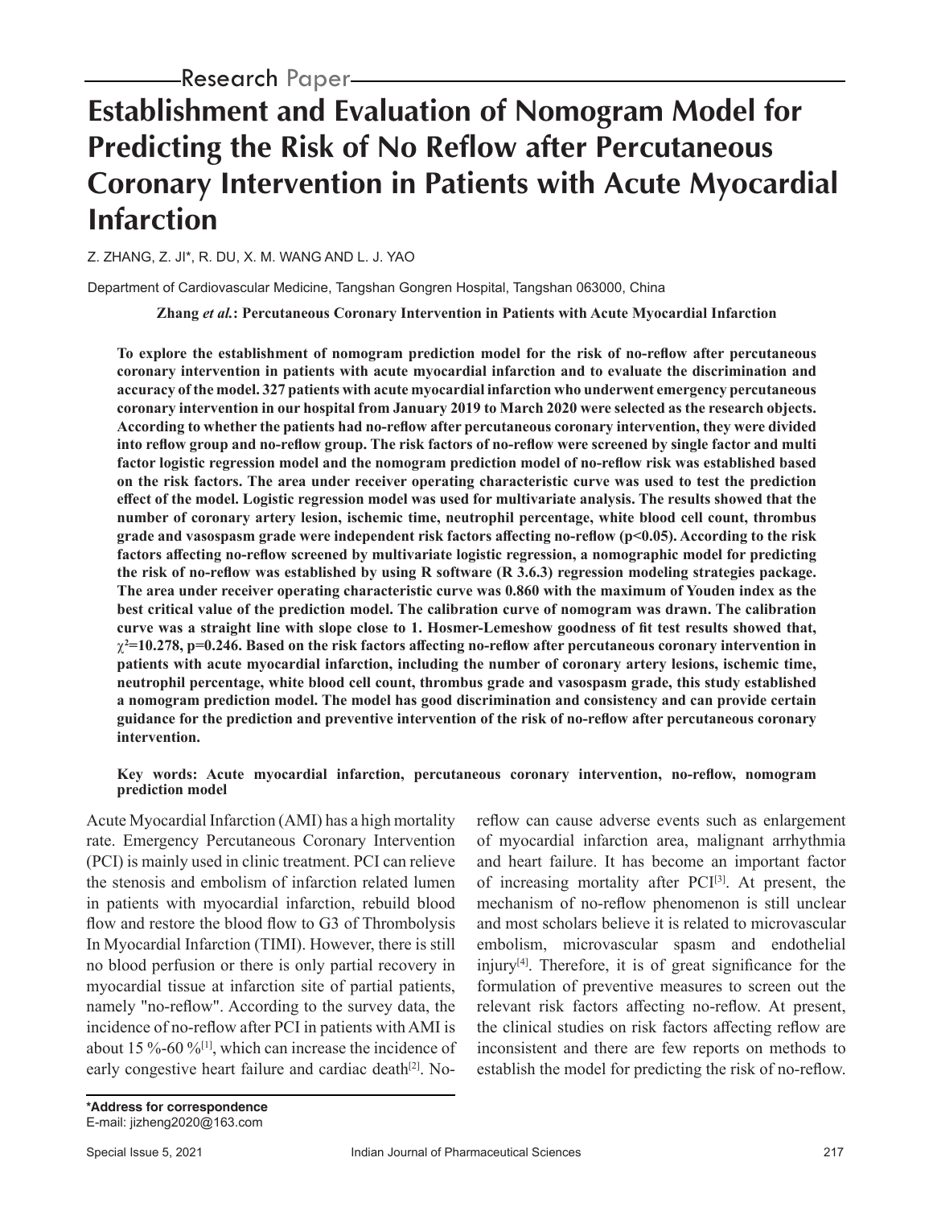Research Paper

# Establishment and Evaluation of Nomogram Model for Predicting the Risk of No Reflow after Percutaneous Coronary Intervention in Patients with Acute Myocardial Infarction

Z. ZHANG, Z. JI*, R. DU, X. M. WANG AND L. J. YAO

Department of Cardiovascular Medicine, Tangshan Gongren Hospital, Tangshan 063000, China

**Zhang *et al.*: Percutaneous Coronary Intervention in Patients with Acute Myocardial Infarction**

**To explore the establishment of nomogram prediction model for the risk of no-reflow after percutaneous coronary intervention in patients with acute myocardial infarction and to evaluate the discrimination and accuracy of the model. 327 patients with acute myocardial infarction who underwent emergency percutaneous coronary intervention in our hospital from January 2019 to March 2020 were selected as the research objects. According to whether the patients had no-reflow after percutaneous coronary intervention, they were divided into reflow group and no-reflow group. The risk factors of no-reflow were screened by single factor and multi factor logistic regression model and the nomogram prediction model of no-reflow risk was established based on the risk factors. The area under receiver operating characteristic curve was used to test the prediction effect of the model. Logistic regression model was used for multivariate analysis. The results showed that the number of coronary artery lesion, ischemic time, neutrophil percentage, white blood cell count, thrombus grade and vasospasm grade were independent risk factors affecting no-reflow ($p<0.05$). According to the risk factors affecting no-reflow screened by multivariate logistic regression, a nomographic model for predicting the risk of no-reflow was established by using R software (R 3.6.3) regression modeling strategies package. The area under receiver operating characteristic curve was 0.860 with the maximum of Youden index as the best critical value of the prediction model. The calibration curve of nomogram was drawn. The calibration curve was a straight line with slope close to 1. Hosmer-Lemeshow goodness of fit test results showed that, $\chi^2=10.278$, $p=0.246$. Based on the risk factors affecting no-reflow after percutaneous coronary intervention in patients with acute myocardial infarction, including the number of coronary artery lesions, ischemic time, neutrophil percentage, white blood cell count, thrombus grade and vasospasm grade, this study established a nomogram prediction model. The model has good discrimination and consistency and can provide certain guidance for the prediction and preventive intervention of the risk of no-reflow after percutaneous coronary intervention.**

**Key words: Acute myocardial infarction, percutaneous coronary intervention, no-reflow, nomogram prediction model**

Acute Myocardial Infarction (AMI) has a high mortality rate. Emergency Percutaneous Coronary Intervention (PCI) is mainly used in clinic treatment. PCI can relieve the stenosis and embolism of infarction related lumen in patients with myocardial infarction, rebuild blood flow and restore the blood flow to G3 of Thrombolysis In Myocardial Infarction (TIMI). However, there is still no blood perfusion or there is only partial recovery in myocardial tissue at infarction site of partial patients, namely "no-reflow". According to the survey data, the incidence of no-reflow after PCI in patients with AMI is about 15 %-60 %[1], which can increase the incidence of early congestive heart failure and cardiac death[2]. No-reflow can cause adverse events such as enlargement of myocardial infarction area, malignant arrhythmia and heart failure. It has become an important factor of increasing mortality after PCI[3]. At present, the mechanism of no-reflow phenomenon is still unclear and most scholars believe it is related to microvascular embolism, microvascular spasm and endothelial injury[4]. Therefore, it is of great significance for the formulation of preventive measures to screen out the relevant risk factors affecting no-reflow. At present, the clinical studies on risk factors affecting reflow are inconsistent and there are few reports on methods to establish the model for predicting the risk of no-reflow.

**\*Address for correspondence**
E-mail: jizheng2020@163.com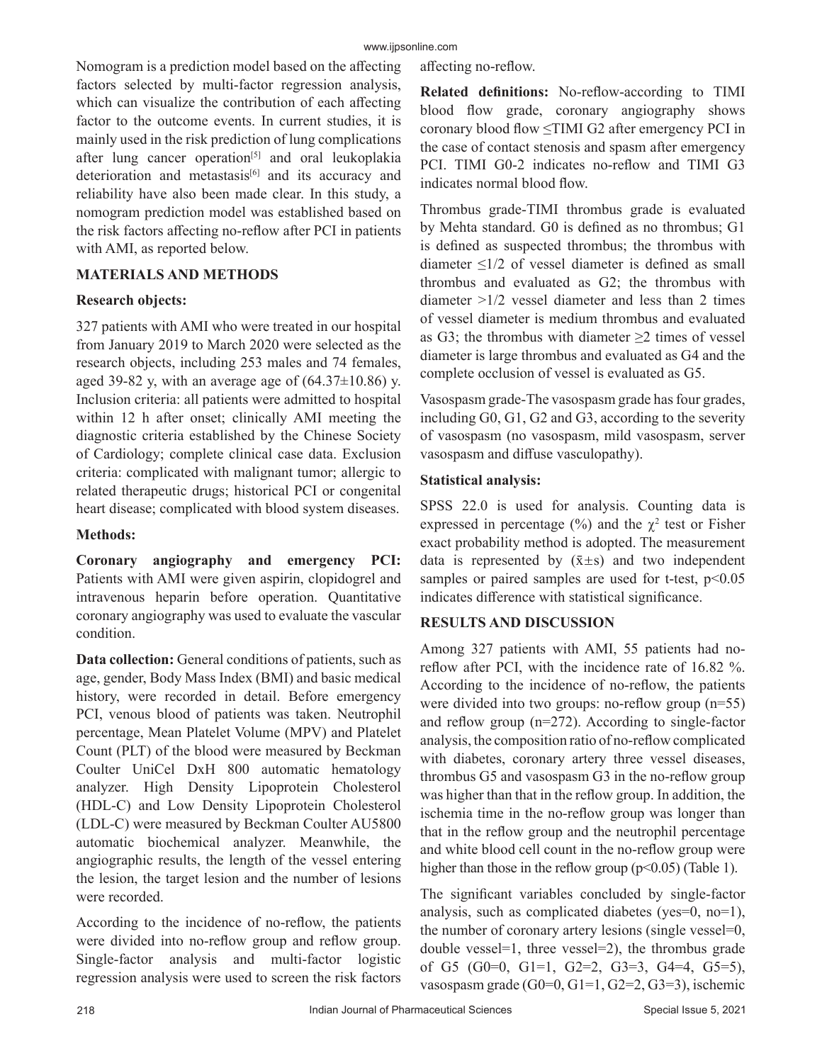Nomogram is a prediction model based on the affecting factors selected by multi-factor regression analysis, which can visualize the contribution of each affecting factor to the outcome events. In current studies, it is mainly used in the risk prediction of lung complications after lung cancer operation[5] and oral leukoplakia deterioration and metastasis[6] and its accuracy and reliability have also been made clear. In this study, a nomogram prediction model was established based on the risk factors affecting no-reflow after PCI in patients with AMI, as reported below.

## MATERIALS AND METHODS

### Research objects:

327 patients with AMI who were treated in our hospital from January 2019 to March 2020 were selected as the research objects, including 253 males and 74 females, aged 39-82 y, with an average age of (64.37±10.86) y. Inclusion criteria: all patients were admitted to hospital within 12 h after onset; clinically AMI meeting the diagnostic criteria established by the Chinese Society of Cardiology; complete clinical case data. Exclusion criteria: complicated with malignant tumor; allergic to related therapeutic drugs; historical PCI or congenital heart disease; complicated with blood system diseases.

### Methods:

**Coronary angiography and emergency PCI:** Patients with AMI were given aspirin, clopidogrel and intravenous heparin before operation. Quantitative coronary angiography was used to evaluate the vascular condition.

**Data collection:** General conditions of patients, such as age, gender, Body Mass Index (BMI) and basic medical history, were recorded in detail. Before emergency PCI, venous blood of patients was taken. Neutrophil percentage, Mean Platelet Volume (MPV) and Platelet Count (PLT) of the blood were measured by Beckman Coulter UniCel DxH 800 automatic hematology analyzer. High Density Lipoprotein Cholesterol (HDL-C) and Low Density Lipoprotein Cholesterol (LDL-C) were measured by Beckman Coulter AU5800 automatic biochemical analyzer. Meanwhile, the angiographic results, the length of the vessel entering the lesion, the target lesion and the number of lesions were recorded.

According to the incidence of no-reflow, the patients were divided into no-reflow group and reflow group. Single-factor analysis and multi-factor logistic regression analysis were used to screen the risk factors affecting no-reflow.

**Related definitions:** No-reflow-according to TIMI blood flow grade, coronary angiography shows coronary blood flow ≤TIMI G2 after emergency PCI in the case of contact stenosis and spasm after emergency PCI. TIMI G0-2 indicates no-reflow and TIMI G3 indicates normal blood flow.

Thrombus grade-TIMI thrombus grade is evaluated by Mehta standard. G0 is defined as no thrombus; G1 is defined as suspected thrombus; the thrombus with diameter ≤1/2 of vessel diameter is defined as small thrombus and evaluated as G2; the thrombus with diameter >1/2 vessel diameter and less than 2 times of vessel diameter is medium thrombus and evaluated as G3; the thrombus with diameter ≥2 times of vessel diameter is large thrombus and evaluated as G4 and the complete occlusion of vessel is evaluated as G5.

Vasospasm grade-The vasospasm grade has four grades, including G0, G1, G2 and G3, according to the severity of vasospasm (no vasospasm, mild vasospasm, server vasospasm and diffuse vasculopathy).

### Statistical analysis:

SPSS 22.0 is used for analysis. Counting data is expressed in percentage (%) and the $\chi^2$ test or Fisher exact probability method is adopted. The measurement data is represented by ($\bar{x}\pm s$) and two independent samples or paired samples are used for t-test, $p<0.05$ indicates difference with statistical significance.

## RESULTS AND DISCUSSION

Among 327 patients with AMI, 55 patients had no-reflow after PCI, with the incidence rate of 16.82 %. According to the incidence of no-reflow, the patients were divided into two groups: no-reflow group (n=55) and reflow group (n=272). According to single-factor analysis, the composition ratio of no-reflow complicated with diabetes, coronary artery three vessel diseases, thrombus G5 and vasospasm G3 in the no-reflow group was higher than that in the reflow group. In addition, the ischemia time in the no-reflow group was longer than that in the reflow group and the neutrophil percentage and white blood cell count in the no-reflow group were higher than those in the reflow group ($p<0.05$) (Table 1).

The significant variables concluded by single-factor analysis, such as complicated diabetes (yes=0, no=1), the number of coronary artery lesions (single vessel=0, double vessel=1, three vessel=2), the thrombus grade of G5 (G0=0, G1=1, G2=2, G3=3, G4=4, G5=5), vasospasm grade (G0=0, G1=1, G2=2, G3=3), ischemic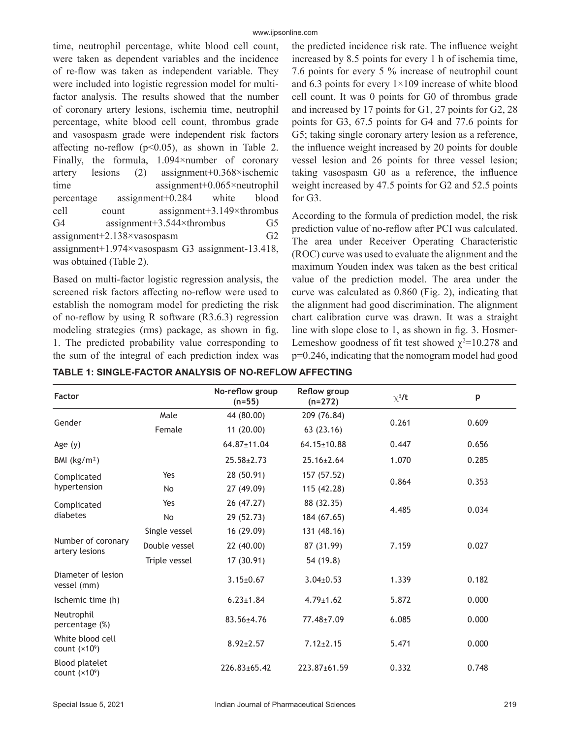time, neutrophil percentage, white blood cell count, were taken as dependent variables and the incidence of re-flow was taken as independent variable. They were included into logistic regression model for multi-factor analysis. The results showed that the number of coronary artery lesions, ischemia time, neutrophil percentage, white blood cell count, thrombus grade and vasospasm grade were independent risk factors affecting no-reflow ($p<0.05$), as shown in Table 2. Finally, the formula, 1.094×number of coronary artery lesions (2) assignment+0.368×ischemic time assignment+0.065×neutrophil percentage assignment+0.284 white blood cell count assignment+3.149×thrombus G4 assignment+3.544×thrombus G5 assignment+2.138×vasospasm G2 assignment+1.974×vasospasm G3 assignment-13.418, was obtained (Table 2).

Based on multi-factor logistic regression analysis, the screened risk factors affecting no-reflow were used to establish the nomogram model for predicting the risk of no-reflow by using R software (R3.6.3) regression modeling strategies (rms) package, as shown in fig. 1. The predicted probability value corresponding to the sum of the integral of each prediction index was the predicted incidence risk rate. The influence weight increased by 8.5 points for every 1 h of ischemia time, 7.6 points for every 5 % increase of neutrophil count and 6.3 points for every $1\times10^9$ increase of white blood cell count. It was 0 points for G0 of thrombus grade and increased by 17 points for G1, 27 points for G2, 28 points for G3, 67.5 points for G4 and 77.6 points for G5; taking single coronary artery lesion as a reference, the influence weight increased by 20 points for double vessel lesion and 26 points for three vessel lesion; taking vasospasm G0 as a reference, the influence weight increased by 47.5 points for G2 and 52.5 points for G3.

According to the formula of prediction model, the risk prediction value of no-reflow after PCI was calculated. The area under Receiver Operating Characteristic (ROC) curve was used to evaluate the alignment and the maximum Youden index was taken as the best critical value of the prediction model. The area under the curve was calculated as 0.860 (Fig. 2), indicating that the alignment had good discrimination. The alignment chart calibration curve was drawn. It was a straight line with slope close to 1, as shown in fig. 3. Hosmer-Lemeshow goodness of fit test showed $\chi^2=10.278$ and $p=0.246$, indicating that the nomogram model had good

**TABLE 1: SINGLE-FACTOR ANALYSIS OF NO-REFLOW AFFECTING**

| Factor | | No-reflow group (n=55) | Reflow group (n=272) | $\chi^2$/t | p |
|---|---|---|---|---|---|
| Gender | Male | 44 (80.00) | 209 (76.84) | 0.261 | 0.609 |
| | Female | 11 (20.00) | 63 (23.16) | | |
| Age (y) | | 64.87±11.04 | 64.15±10.88 | 0.447 | 0.656 |
| BMI (kg/m²) | | 25.58±2.73 | 25.16±2.64 | 1.070 | 0.285 |
| Complicated hypertension | Yes | 28 (50.91) | 157 (57.52) | 0.864 | 0.353 |
| | No | 27 (49.09) | 115 (42.28) | | |
| Complicated diabetes | Yes | 26 (47.27) | 88 (32.35) | 4.485 | 0.034 |
| | No | 29 (52.73) | 184 (67.65) | | |
| Number of coronary artery lesions | Single vessel | 16 (29.09) | 131 (48.16) | 7.159 | 0.027 |
| | Double vessel | 22 (40.00) | 87 (31.99) | | |
| | Triple vessel | 17 (30.91) | 54 (19.8) | | |
| Diameter of lesion vessel (mm) | | 3.15±0.67 | 3.04±0.53 | 1.339 | 0.182 |
| Ischemic time (h) | | 6.23±1.84 | 4.79±1.62 | 5.872 | 0.000 |
| Neutrophil percentage (%) | | 83.56±4.76 | 77.48±7.09 | 6.085 | 0.000 |
| White blood cell count ($\times10^9$) | | 8.92±2.57 | 7.12±2.15 | 5.471 | 0.000 |
| Blood platelet count ($\times10^9$) | | 226.83±65.42 | 223.87±61.59 | 0.332 | 0.748 |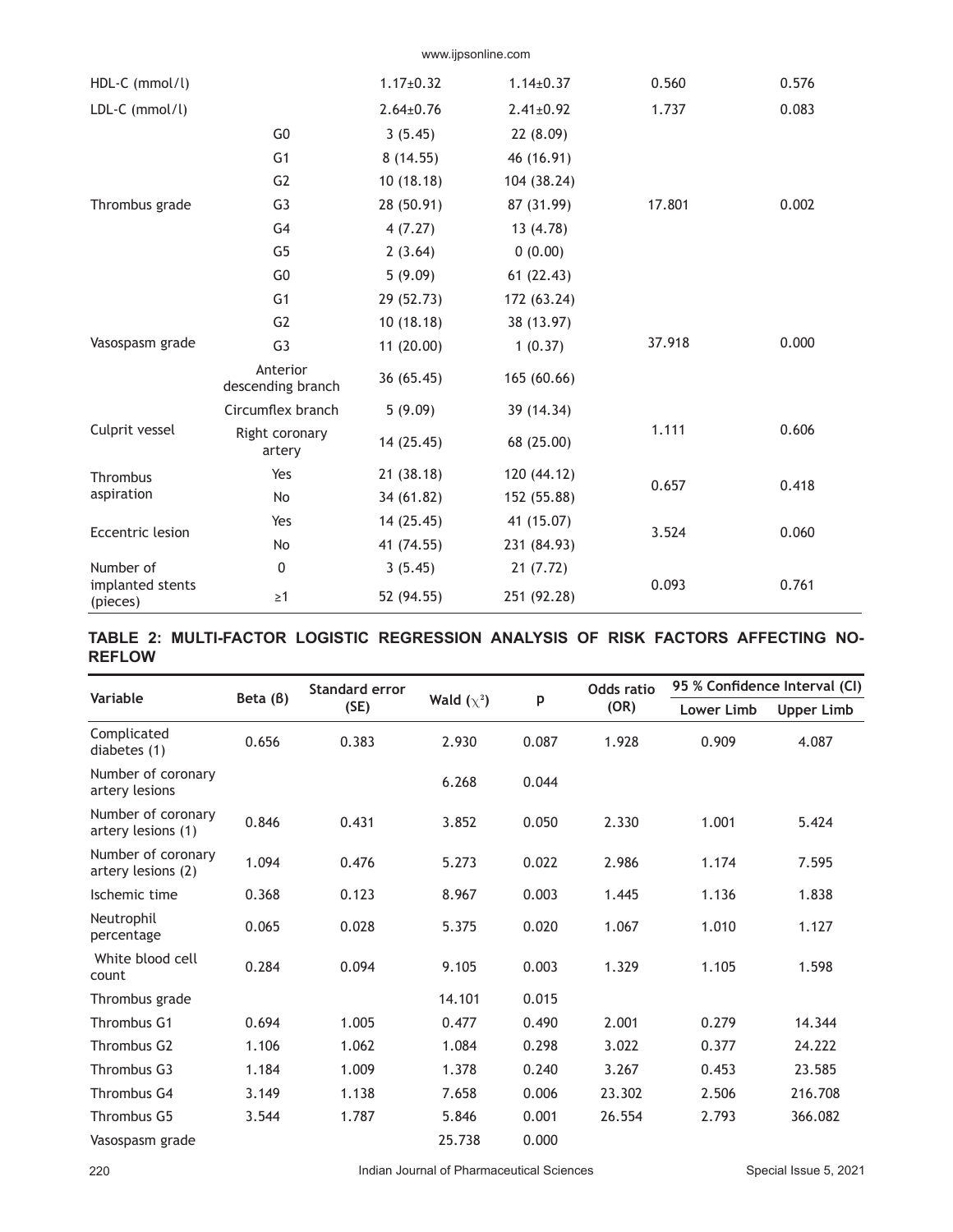| | | | | | |
|---|---|---|---|---|---|
| HDL-C (mmol/l) | | 1.17±0.32 | 1.14±0.37 | 0.560 | 0.576 |
| LDL-C (mmol/l) | | 2.64±0.76 | 2.41±0.92 | 1.737 | 0.083 |
| Thrombus grade | G0 | 3 (5.45) | 22 (8.09) | 17.801 | 0.002 |
| | G1 | 8 (14.55) | 46 (16.91) | | |
| | G2 | 10 (18.18) | 104 (38.24) | | |
| | G3 | 28 (50.91) | 87 (31.99) | | |
| | G4 | 4 (7.27) | 13 (4.78) | | |
| | G5 | 2 (3.64) | 0 (0.00) | | |
| Vasospasm grade | G0 | 5 (9.09) | 61 (22.43) | 37.918 | 0.000 |
| | G1 | 29 (52.73) | 172 (63.24) | | |
| | G2 | 10 (18.18) | 38 (13.97) | | |
| | G3 | 11 (20.00) | 1 (0.37) | | |
| Culprit vessel | Anterior descending branch | 36 (65.45) | 165 (60.66) | 1.111 | 0.606 |
| | Circumflex branch | 5 (9.09) | 39 (14.34) | | |
| | Right coronary artery | 14 (25.45) | 68 (25.00) | | |
| Thrombus aspiration | Yes | 21 (38.18) | 120 (44.12) | 0.657 | 0.418 |
| | No | 34 (61.82) | 152 (55.88) | | |
| Eccentric lesion | Yes | 14 (25.45) | 41 (15.07) | 3.524 | 0.060 |
| | No | 41 (74.55) | 231 (84.93) | | |
| Number of implanted stents (pieces) | 0 | 3 (5.45) | 21 (7.72) | 0.093 | 0.761 |
| | ≥1 | 52 (94.55) | 251 (92.28) | | |

**TABLE 2: MULTI-FACTOR LOGISTIC REGRESSION ANALYSIS OF RISK FACTORS AFFECTING NO-REFLOW**

| Variable | Beta (β) | Standard error (SE) | Wald ($\chi^2$) | p | Odds ratio (OR) | 95 % Confidence Interval (CI) | |
|---|---|---|---|---|---|---|---|
| | | | | | | Lower Limb | Upper Limb |
| Complicated diabetes (1) | 0.656 | 0.383 | 2.930 | 0.087 | 1.928 | 0.909 | 4.087 |
| Number of coronary artery lesions | | | 6.268 | 0.044 | | | |
| Number of coronary artery lesions (1) | 0.846 | 0.431 | 3.852 | 0.050 | 2.330 | 1.001 | 5.424 |
| Number of coronary artery lesions (2) | 1.094 | 0.476 | 5.273 | 0.022 | 2.986 | 1.174 | 7.595 |
| Ischemic time | 0.368 | 0.123 | 8.967 | 0.003 | 1.445 | 1.136 | 1.838 |
| Neutrophil percentage | 0.065 | 0.028 | 5.375 | 0.020 | 1.067 | 1.010 | 1.127 |
| White blood cell count | 0.284 | 0.094 | 9.105 | 0.003 | 1.329 | 1.105 | 1.598 |
| Thrombus grade | | | 14.101 | 0.015 | | | |
| Thrombus G1 | 0.694 | 1.005 | 0.477 | 0.490 | 2.001 | 0.279 | 14.344 |
| Thrombus G2 | 1.106 | 1.062 | 1.084 | 0.298 | 3.022 | 0.377 | 24.222 |
| Thrombus G3 | 1.184 | 1.009 | 1.378 | 0.240 | 3.267 | 0.453 | 23.585 |
| Thrombus G4 | 3.149 | 1.138 | 7.658 | 0.006 | 23.302 | 2.506 | 216.708 |
| Thrombus G5 | 3.544 | 1.787 | 5.846 | 0.001 | 26.554 | 2.793 | 366.082 |
| Vasospasm grade | | | 25.738 | 0.000 | | | |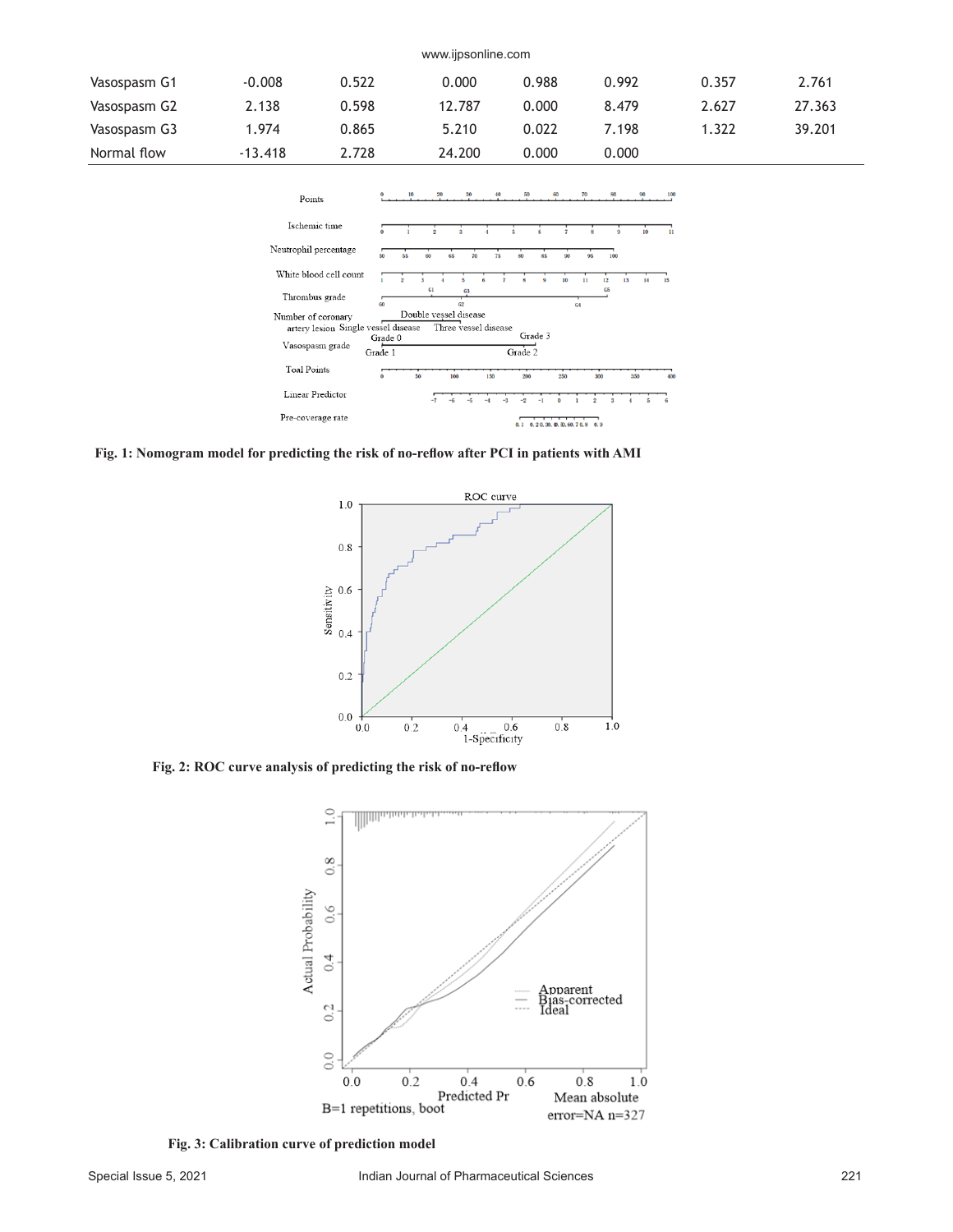| | | | | | | | |
|---|---|---|---|---|---|---|---|
| Vasospasm G1 | -0.008 | 0.522 | 0.000 | 0.988 | 0.992 | 0.357 | 2.761 |
| Vasospasm G2 | 2.138 | 0.598 | 12.787 | 0.000 | 8.479 | 2.627 | 27.363 |
| Vasospasm G3 | 1.974 | 0.865 | 5.210 | 0.022 | 7.198 | 1.322 | 39.201 |
| Normal flow | -13.418 | 2.728 | 24.200 | 0.000 | 0.000 | | |

**Fig. 1: Nomogram model for predicting the risk of no-reflow after PCI in patients with AMI**

**Fig. 2: ROC curve analysis of predicting the risk of no-reflow**

**Fig. 3: Calibration curve of prediction model**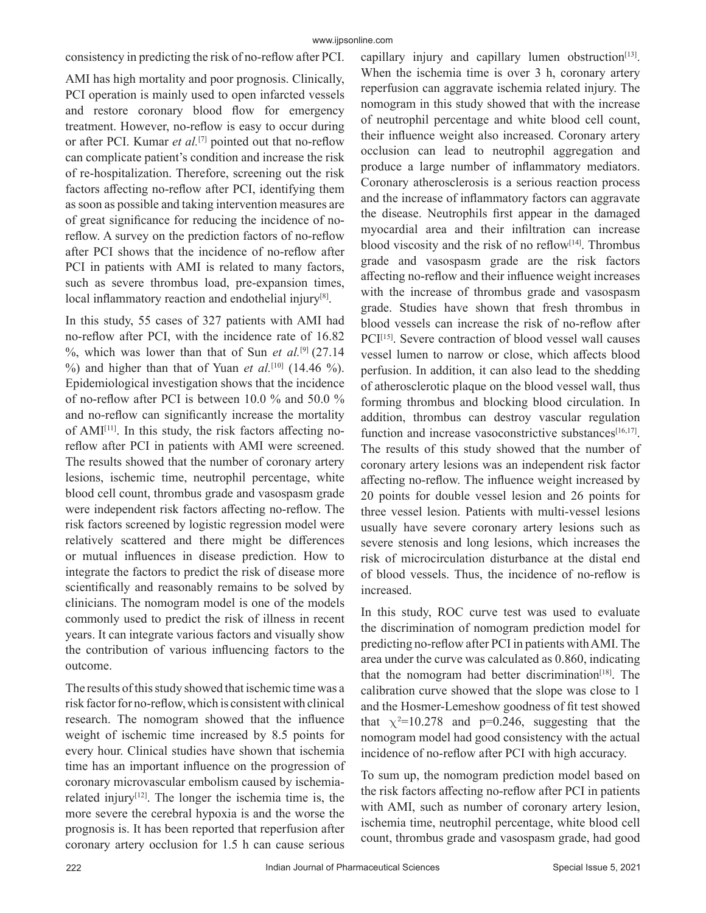consistency in predicting the risk of no-reflow after PCI.

AMI has high mortality and poor prognosis. Clinically, PCI operation is mainly used to open infarcted vessels and restore coronary blood flow for emergency treatment. However, no-reflow is easy to occur during or after PCI. Kumar *et al.*[7] pointed out that no-reflow can complicate patient's condition and increase the risk of re-hospitalization. Therefore, screening out the risk factors affecting no-reflow after PCI, identifying them as soon as possible and taking intervention measures are of great significance for reducing the incidence of no-reflow. A survey on the prediction factors of no-reflow after PCI shows that the incidence of no-reflow after PCI in patients with AMI is related to many factors, such as severe thrombus load, pre-expansion times, local inflammatory reaction and endothelial injury[8].

In this study, 55 cases of 327 patients with AMI had no-reflow after PCI, with the incidence rate of 16.82 %, which was lower than that of Sun *et al.*[9] (27.14 %) and higher than that of Yuan *et al.*[10] (14.46 %). Epidemiological investigation shows that the incidence of no-reflow after PCI is between 10.0 % and 50.0 % and no-reflow can significantly increase the mortality of AMI[11]. In this study, the risk factors affecting no-reflow after PCI in patients with AMI were screened. The results showed that the number of coronary artery lesions, ischemic time, neutrophil percentage, white blood cell count, thrombus grade and vasospasm grade were independent risk factors affecting no-reflow. The risk factors screened by logistic regression model were relatively scattered and there might be differences or mutual influences in disease prediction. How to integrate the factors to predict the risk of disease more scientifically and reasonably remains to be solved by clinicians. The nomogram model is one of the models commonly used to predict the risk of illness in recent years. It can integrate various factors and visually show the contribution of various influencing factors to the outcome.

The results of this study showed that ischemic time was a risk factor for no-reflow, which is consistent with clinical research. The nomogram showed that the influence weight of ischemic time increased by 8.5 points for every hour. Clinical studies have shown that ischemia time has an important influence on the progression of coronary microvascular embolism caused by ischemia-related injury[12]. The longer the ischemia time is, the more severe the cerebral hypoxia is and the worse the prognosis is. It has been reported that reperfusion after coronary artery occlusion for 1.5 h can cause serious capillary injury and capillary lumen obstruction[13]. When the ischemia time is over 3 h, coronary artery reperfusion can aggravate ischemia related injury. The nomogram in this study showed that with the increase of neutrophil percentage and white blood cell count, their influence weight also increased. Coronary artery occlusion can lead to neutrophil aggregation and produce a large number of inflammatory mediators. Coronary atherosclerosis is a serious reaction process and the increase of inflammatory factors can aggravate the disease. Neutrophils first appear in the damaged myocardial area and their infiltration can increase blood viscosity and the risk of no reflow[14]. Thrombus grade and vasospasm grade are the risk factors affecting no-reflow and their influence weight increases with the increase of thrombus grade and vasospasm grade. Studies have shown that fresh thrombus in blood vessels can increase the risk of no-reflow after PCI[15]. Severe contraction of blood vessel wall causes vessel lumen to narrow or close, which affects blood perfusion. In addition, it can also lead to the shedding of atherosclerotic plaque on the blood vessel wall, thus forming thrombus and blocking blood circulation. In addition, thrombus can destroy vascular regulation function and increase vasoconstrictive substances[16,17]. The results of this study showed that the number of coronary artery lesions was an independent risk factor affecting no-reflow. The influence weight increased by 20 points for double vessel lesion and 26 points for three vessel lesion. Patients with multi-vessel lesions usually have severe coronary artery lesions such as severe stenosis and long lesions, which increases the risk of microcirculation disturbance at the distal end of blood vessels. Thus, the incidence of no-reflow is increased.

In this study, ROC curve test was used to evaluate the discrimination of nomogram prediction model for predicting no-reflow after PCI in patients with AMI. The area under the curve was calculated as 0.860, indicating that the nomogram had better discrimination[18]. The calibration curve showed that the slope was close to 1 and the Hosmer-Lemeshow goodness of fit test showed that $\chi^2$=10.278 and p=0.246, suggesting that the nomogram model had good consistency with the actual incidence of no-reflow after PCI with high accuracy.

To sum up, the nomogram prediction model based on the risk factors affecting no-reflow after PCI in patients with AMI, such as number of coronary artery lesion, ischemia time, neutrophil percentage, white blood cell count, thrombus grade and vasospasm grade, had good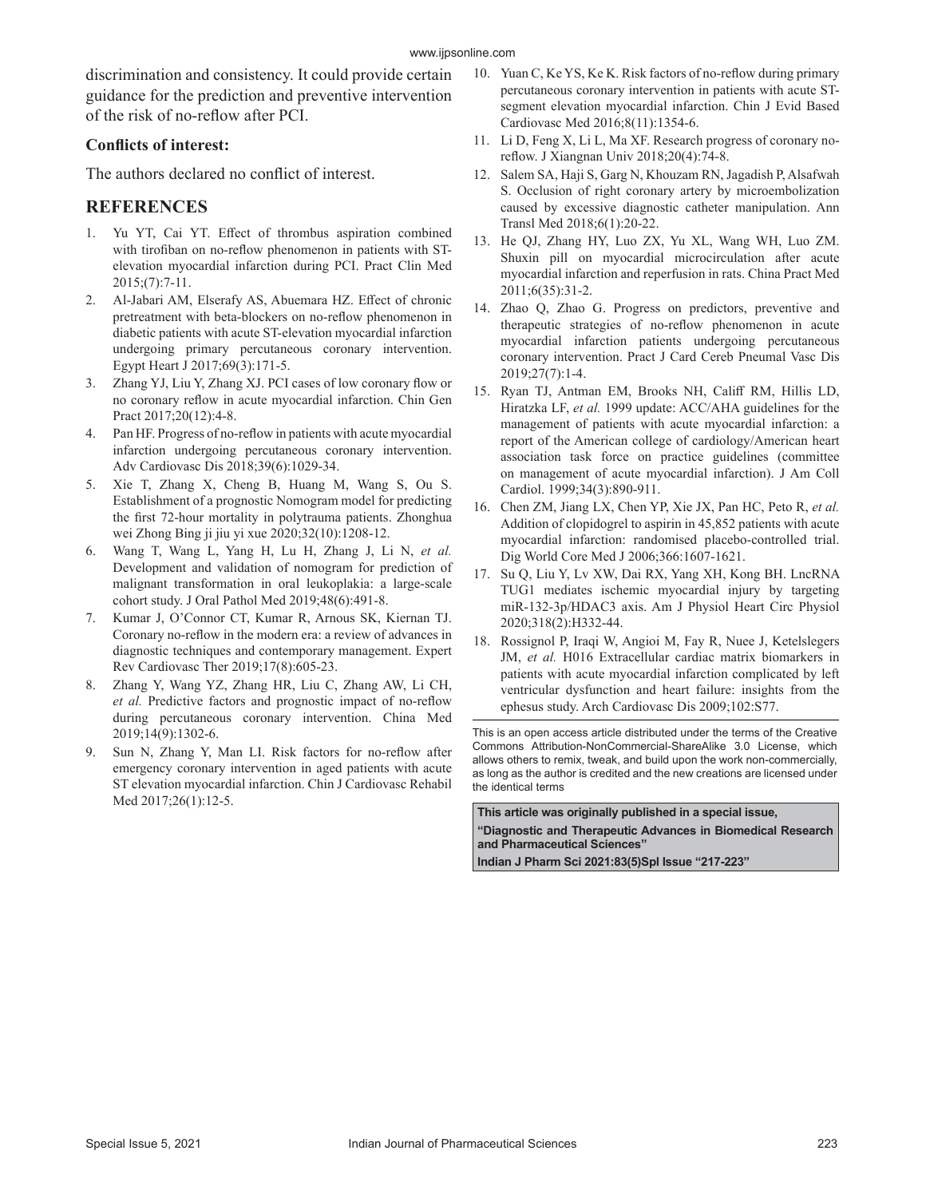discrimination and consistency. It could provide certain guidance for the prediction and preventive intervention of the risk of no-reflow after PCI.

### Conflicts of interest:

The authors declared no conflict of interest.

## REFERENCES

1. Yu YT, Cai YT. Effect of thrombus aspiration combined with tirofiban on no-reflow phenomenon in patients with ST-elevation myocardial infarction during PCI. Pract Clin Med 2015;(7):7-11.
2. Al-Jabari AM, Elserafy AS, Abuemara HZ. Effect of chronic pretreatment with beta-blockers on no-reflow phenomenon in diabetic patients with acute ST-elevation myocardial infarction undergoing primary percutaneous coronary intervention. Egypt Heart J 2017;69(3):171-5.
3. Zhang YJ, Liu Y, Zhang XJ. PCI cases of low coronary flow or no coronary reflow in acute myocardial infarction. Chin Gen Pract 2017;20(12):4-8.
4. Pan HF. Progress of no-reflow in patients with acute myocardial infarction undergoing percutaneous coronary intervention. Adv Cardiovasc Dis 2018;39(6):1029-34.
5. Xie T, Zhang X, Cheng B, Huang M, Wang S, Ou S. Establishment of a prognostic Nomogram model for predicting the first 72-hour mortality in polytrauma patients. Zhonghua wei Zhong Bing ji jiu yi xue 2020;32(10):1208-12.
6. Wang T, Wang L, Yang H, Lu H, Zhang J, Li N, *et al.* Development and validation of nomogram for prediction of malignant transformation in oral leukoplakia: a large-scale cohort study. J Oral Pathol Med 2019;48(6):491-8.
7. Kumar J, O'Connor CT, Kumar R, Arnous SK, Kiernan TJ. Coronary no-reflow in the modern era: a review of advances in diagnostic techniques and contemporary management. Expert Rev Cardiovasc Ther 2019;17(8):605-23.
8. Zhang Y, Wang YZ, Zhang HR, Liu C, Zhang AW, Li CH, *et al.* Predictive factors and prognostic impact of no-reflow during percutaneous coronary intervention. China Med 2019;14(9):1302-6.
9. Sun N, Zhang Y, Man LI. Risk factors for no-reflow after emergency coronary intervention in aged patients with acute ST elevation myocardial infarction. Chin J Cardiovasc Rehabil Med 2017;26(1):12-5.
10. Yuan C, Ke YS, Ke K. Risk factors of no-reflow during primary percutaneous coronary intervention in patients with acute ST-segment elevation myocardial infarction. Chin J Evid Based Cardiovasc Med 2016;8(11):1354-6.
11. Li D, Feng X, Li L, Ma XF. Research progress of coronary no-reflow. J Xiangnan Univ 2018;20(4):74-8.
12. Salem SA, Haji S, Garg N, Khouzam RN, Jagadish P, Alsafwah S. Occlusion of right coronary artery by microembolization caused by excessive diagnostic catheter manipulation. Ann Transl Med 2018;6(1):20-22.
13. He QJ, Zhang HY, Luo ZX, Yu XL, Wang WH, Luo ZM. Shuxin pill on myocardial microcirculation after acute myocardial infarction and reperfusion in rats. China Pract Med 2011;6(35):31-2.
14. Zhao Q, Zhao G. Progress on predictors, preventive and therapeutic strategies of no-reflow phenomenon in acute myocardial infarction patients undergoing percutaneous coronary intervention. Pract J Card Cereb Pneumal Vasc Dis 2019;27(7):1-4.
15. Ryan TJ, Antman EM, Brooks NH, Califf RM, Hillis LD, Hiratzka LF, *et al.* 1999 update: ACC/AHA guidelines for the management of patients with acute myocardial infarction: a report of the American college of cardiology/American heart association task force on practice guidelines (committee on management of acute myocardial infarction). J Am Coll Cardiol. 1999;34(3):890-911.
16. Chen ZM, Jiang LX, Chen YP, Xie JX, Pan HC, Peto R, *et al.* Addition of clopidogrel to aspirin in 45,852 patients with acute myocardial infarction: randomised placebo-controlled trial. Dig World Core Med J 2006;366:1607-1621.
17. Su Q, Liu Y, Lv XW, Dai RX, Yang XH, Kong BH. LncRNA TUG1 mediates ischemic myocardial injury by targeting miR-132-3p/HDAC3 axis. Am J Physiol Heart Circ Physiol 2020;318(2):H332-44.
18. Rossignol P, Iraqi W, Angioi M, Fay R, Nuee J, Ketelslegers JM, *et al.* H016 Extracellular cardiac matrix biomarkers in patients with acute myocardial infarction complicated by left ventricular dysfunction and heart failure: insights from the ephesus study. Arch Cardiovasc Dis 2009;102:S77.

This is an open access article distributed under the terms of the Creative Commons Attribution-NonCommercial-ShareAlike 3.0 License, which allows others to remix, tweak, and build upon the work non-commercially, as long as the author is credited and the new creations are licensed under the identical terms

**This article was originally published in a special issue, "Diagnostic and Therapeutic Advances in Biomedical Research and Pharmaceutical Sciences"**

**Indian J Pharm Sci 2021:83(5)Spl Issue "217-223"**